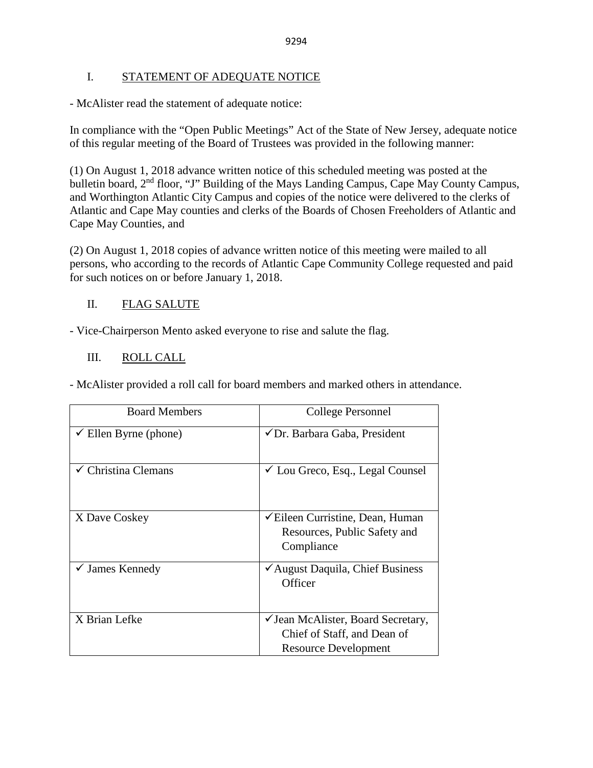## I. STATEMENT OF ADEQUATE NOTICE

- McAlister read the statement of adequate notice:

In compliance with the "Open Public Meetings" Act of the State of New Jersey, adequate notice of this regular meeting of the Board of Trustees was provided in the following manner:

(1) On August 1, 2018 advance written notice of this scheduled meeting was posted at the bulletin board, 2nd floor, "J" Building of the Mays Landing Campus, Cape May County Campus, and Worthington Atlantic City Campus and copies of the notice were delivered to the clerks of Atlantic and Cape May counties and clerks of the Boards of Chosen Freeholders of Atlantic and Cape May Counties, and

(2) On August 1, 2018 copies of advance written notice of this meeting were mailed to all persons, who according to the records of Atlantic Cape Community College requested and paid for such notices on or before January 1, 2018.

## II. FLAG SALUTE

- Vice-Chairperson Mento asked everyone to rise and salute the flag.

## III. ROLL CALL

- McAlister provided a roll call for board members and marked others in attendance.

| Board Members | College Personnel |
|---|---|
| ✓ Ellen Byrne (phone) | ✓ Dr. Barbara Gaba, President |
| ✓ Christina Clemans | ✓ Lou Greco, Esq., Legal Counsel |
| X Dave Coskey | ✓ Eileen Curristine, Dean, Human Resources, Public Safety and Compliance |
| ✓ James Kennedy | ✓ August Daquila, Chief Business Officer |
| X Brian Lefke | ✓ Jean McAlister, Board Secretary, Chief of Staff, and Dean of Resource Development |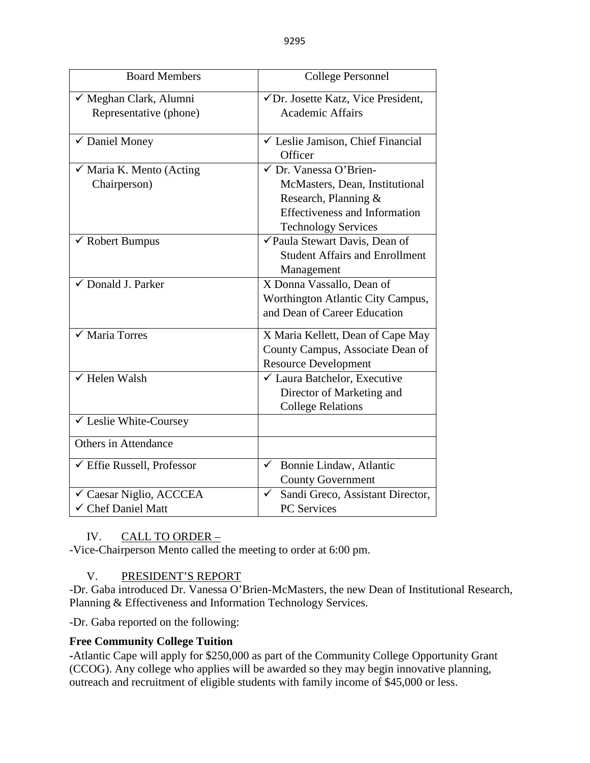| Board Members | College Personnel |
|---|---|
| ✓ Meghan Clark, Alumni Representative (phone) | ✓Dr. Josette Katz, Vice President, Academic Affairs |
| ✓ Daniel Money | ✓ Leslie Jamison, Chief Financial Officer |
| ✓ Maria K. Mento (Acting Chairperson) | ✓ Dr. Vanessa O'Brien-McMasters, Dean, Institutional Research, Planning & Effectiveness and Information Technology Services |
| ✓ Robert Bumpus | ✓Paula Stewart Davis, Dean of Student Affairs and Enrollment Management |
| ✓ Donald J. Parker | X Donna Vassallo, Dean of Worthington Atlantic City Campus, and Dean of Career Education |
| ✓ Maria Torres | X Maria Kellett, Dean of Cape May County Campus, Associate Dean of Resource Development |
| ✓ Helen Walsh | ✓ Laura Batchelor, Executive Director of Marketing and College Relations |
| ✓ Leslie White-Coursey | |
| Others in Attendance | |
| ✓ Effie Russell, Professor | ✓ Bonnie Lindaw, Atlantic County Government |
| ✓ Caesar Niglio, ACCCEA<br>✓ Chef Daniel Matt | ✓ Sandi Greco, Assistant Director, PC Services |

IV. CALL TO ORDER –

-Vice-Chairperson Mento called the meeting to order at 6:00 pm.

V. PRESIDENT'S REPORT

-Dr. Gaba introduced Dr. Vanessa O'Brien-McMasters, the new Dean of Institutional Research, Planning & Effectiveness and Information Technology Services.

-Dr. Gaba reported on the following:

**Free Community College Tuition**

-Atlantic Cape will apply for $250,000 as part of the Community College Opportunity Grant (CCOG). Any college who applies will be awarded so they may begin innovative planning, outreach and recruitment of eligible students with family income of $45,000 or less.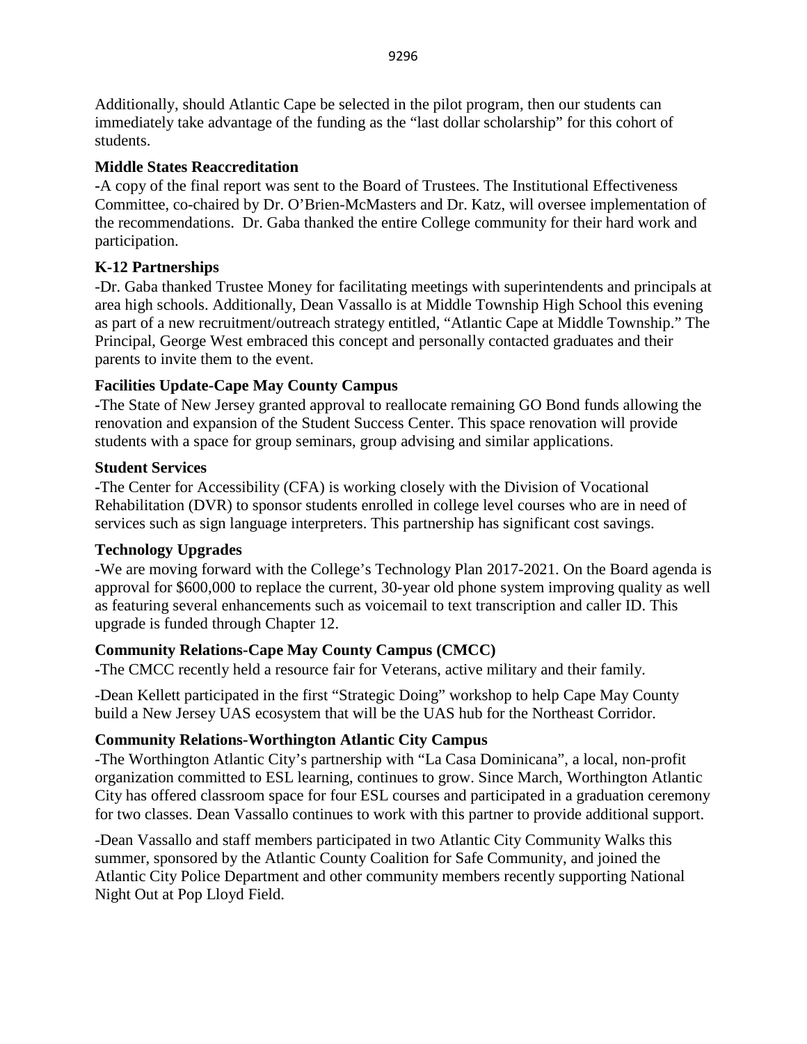Additionally, should Atlantic Cape be selected in the pilot program, then our students can immediately take advantage of the funding as the "last dollar scholarship" for this cohort of students.

**Middle States Reaccreditation**

-A copy of the final report was sent to the Board of Trustees. The Institutional Effectiveness Committee, co-chaired by Dr. O'Brien-McMasters and Dr. Katz, will oversee implementation of the recommendations. Dr. Gaba thanked the entire College community for their hard work and participation.

**K-12 Partnerships**

-Dr. Gaba thanked Trustee Money for facilitating meetings with superintendents and principals at area high schools. Additionally, Dean Vassallo is at Middle Township High School this evening as part of a new recruitment/outreach strategy entitled, "Atlantic Cape at Middle Township." The Principal, George West embraced this concept and personally contacted graduates and their parents to invite them to the event.

**Facilities Update-Cape May County Campus**

-The State of New Jersey granted approval to reallocate remaining GO Bond funds allowing the renovation and expansion of the Student Success Center. This space renovation will provide students with a space for group seminars, group advising and similar applications.

**Student Services**

-The Center for Accessibility (CFA) is working closely with the Division of Vocational Rehabilitation (DVR) to sponsor students enrolled in college level courses who are in need of services such as sign language interpreters. This partnership has significant cost savings.

**Technology Upgrades**

-We are moving forward with the College's Technology Plan 2017-2021. On the Board agenda is approval for $600,000 to replace the current, 30-year old phone system improving quality as well as featuring several enhancements such as voicemail to text transcription and caller ID. This upgrade is funded through Chapter 12.

**Community Relations-Cape May County Campus (CMCC)**

-The CMCC recently held a resource fair for Veterans, active military and their family.

-Dean Kellett participated in the first "Strategic Doing" workshop to help Cape May County build a New Jersey UAS ecosystem that will be the UAS hub for the Northeast Corridor.

**Community Relations-Worthington Atlantic City Campus**

-The Worthington Atlantic City's partnership with "La Casa Dominicana", a local, non-profit organization committed to ESL learning, continues to grow. Since March, Worthington Atlantic City has offered classroom space for four ESL courses and participated in a graduation ceremony for two classes. Dean Vassallo continues to work with this partner to provide additional support.

-Dean Vassallo and staff members participated in two Atlantic City Community Walks this summer, sponsored by the Atlantic County Coalition for Safe Community, and joined the Atlantic City Police Department and other community members recently supporting National Night Out at Pop Lloyd Field.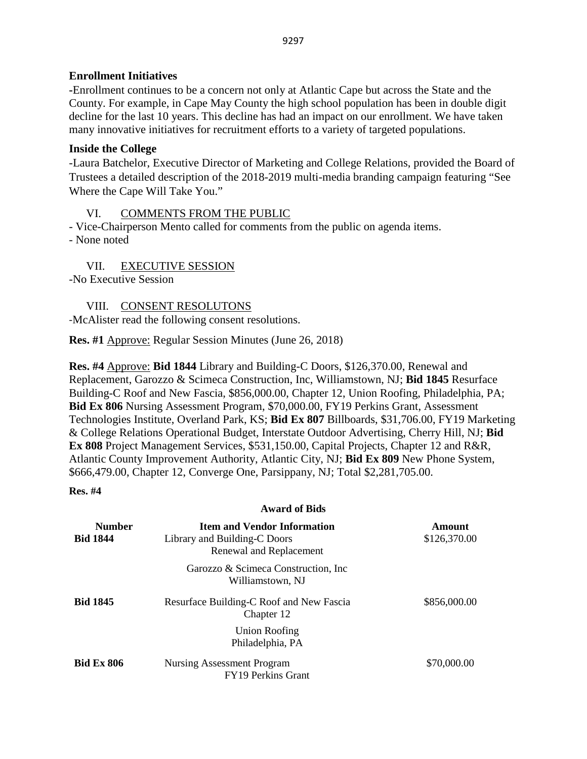**Enrollment Initiatives**

-Enrollment continues to be a concern not only at Atlantic Cape but across the State and the County. For example, in Cape May County the high school population has been in double digit decline for the last 10 years. This decline has had an impact on our enrollment. We have taken many innovative initiatives for recruitment efforts to a variety of targeted populations.

**Inside the College**

-Laura Batchelor, Executive Director of Marketing and College Relations, provided the Board of Trustees a detailed description of the 2018-2019 multi-media branding campaign featuring "See Where the Cape Will Take You."

VI. COMMENTS FROM THE PUBLIC

- Vice-Chairperson Mento called for comments from the public on agenda items.
- None noted

VII. EXECUTIVE SESSION

-No Executive Session

VIII. CONSENT RESOLUTONS

-McAlister read the following consent resolutions.

**Res. #1** Approve: Regular Session Minutes (June 26, 2018)

**Res. #4** Approve: **Bid 1844** Library and Building-C Doors, $126,370.00, Renewal and Replacement, Garozzo & Scimeca Construction, Inc, Williamstown, NJ; **Bid 1845** Resurface Building-C Roof and New Fascia, $856,000.00, Chapter 12, Union Roofing, Philadelphia, PA; **Bid Ex 806** Nursing Assessment Program, $70,000.00, FY19 Perkins Grant, Assessment Technologies Institute, Overland Park, KS; **Bid Ex 807** Billboards, $31,706.00, FY19 Marketing & College Relations Operational Budget, Interstate Outdoor Advertising, Cherry Hill, NJ; **Bid Ex 808** Project Management Services, $531,150.00, Capital Projects, Chapter 12 and R&R, Atlantic County Improvement Authority, Atlantic City, NJ; **Bid Ex 809** New Phone System, $666,479.00, Chapter 12, Converge One, Parsippany, NJ; Total $2,281,705.00.

**Res. #4**

**Award of Bids**

| Number | Item and Vendor Information | Amount |
|---|---|---|
| **Bid 1844** | Library and Building-C Doors<br>Renewal and Replacement<br><br>Garozzo & Scimeca Construction, Inc<br>Williamstown, NJ | $126,370.00 |
| **Bid 1845** | Resurface Building-C Roof and New Fascia<br>Chapter 12<br><br>Union Roofing<br>Philadelphia, PA | $856,000.00 |
| **Bid Ex 806** | Nursing Assessment Program<br>FY19 Perkins Grant | $70,000.00 |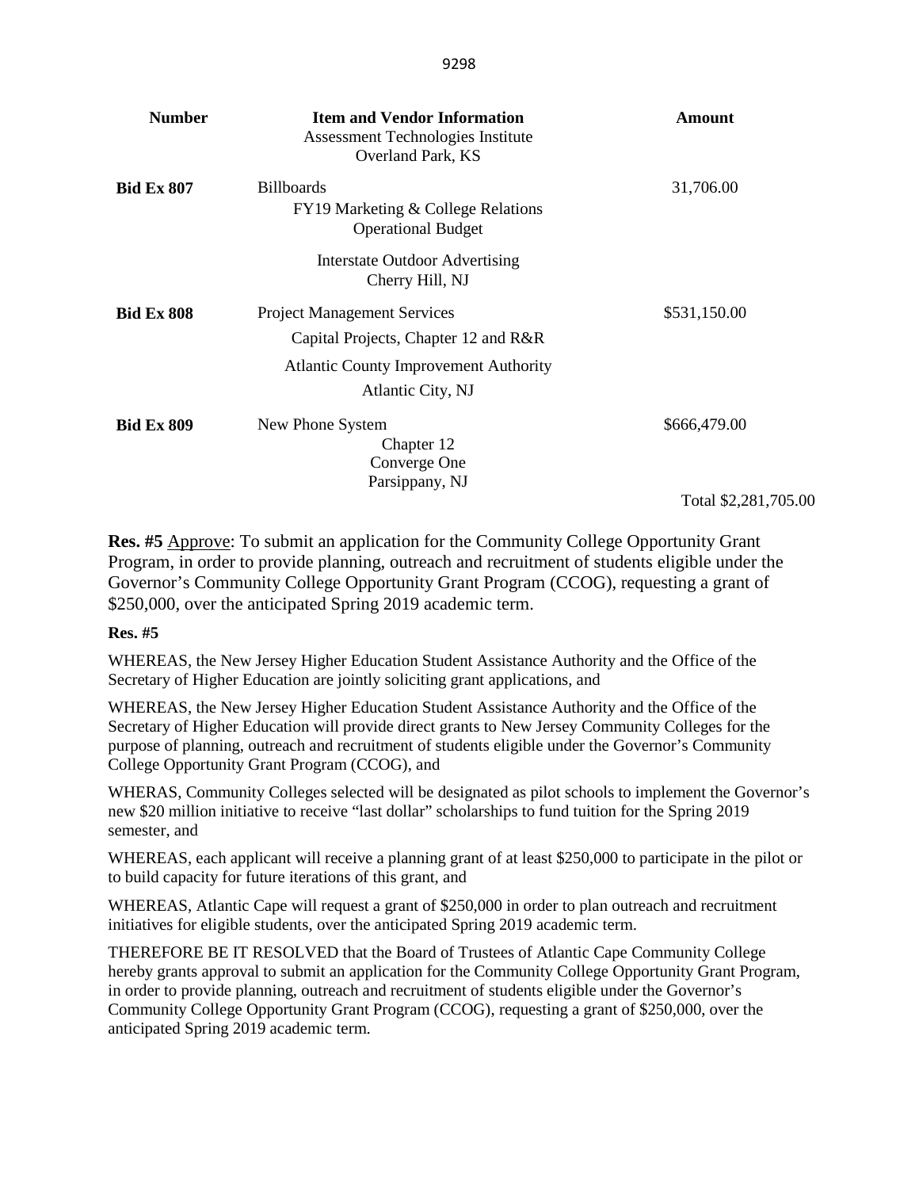| Number | Item and Vendor Information | Amount |
|---|---|---|
| | Assessment Technologies Institute<br>Overland Park, KS | |
| **Bid Ex 807** | Billboards<br>FY19 Marketing & College Relations<br>Operational Budget<br>Interstate Outdoor Advertising<br>Cherry Hill, NJ | 31,706.00 |
| **Bid Ex 808** | Project Management Services<br>Capital Projects, Chapter 12 and R&R<br>Atlantic County Improvement Authority<br>Atlantic City, NJ | $531,150.00 |
| **Bid Ex 809** | New Phone System<br>Chapter 12<br>Converge One<br>Parsippany, NJ | $666,479.00 |
| | | Total $2,281,705.00 |

**Res. #5** Approve: To submit an application for the Community College Opportunity Grant Program, in order to provide planning, outreach and recruitment of students eligible under the Governor's Community College Opportunity Grant Program (CCOG), requesting a grant of $250,000, over the anticipated Spring 2019 academic term.

**Res. #5**

WHEREAS, the New Jersey Higher Education Student Assistance Authority and the Office of the Secretary of Higher Education are jointly soliciting grant applications, and

WHEREAS, the New Jersey Higher Education Student Assistance Authority and the Office of the Secretary of Higher Education will provide direct grants to New Jersey Community Colleges for the purpose of planning, outreach and recruitment of students eligible under the Governor's Community College Opportunity Grant Program (CCOG), and

WHERAS, Community Colleges selected will be designated as pilot schools to implement the Governor's new $20 million initiative to receive "last dollar" scholarships to fund tuition for the Spring 2019 semester, and

WHEREAS, each applicant will receive a planning grant of at least $250,000 to participate in the pilot or to build capacity for future iterations of this grant, and

WHEREAS, Atlantic Cape will request a grant of $250,000 in order to plan outreach and recruitment initiatives for eligible students, over the anticipated Spring 2019 academic term.

THEREFORE BE IT RESOLVED that the Board of Trustees of Atlantic Cape Community College hereby grants approval to submit an application for the Community College Opportunity Grant Program, in order to provide planning, outreach and recruitment of students eligible under the Governor's Community College Opportunity Grant Program (CCOG), requesting a grant of $250,000, over the anticipated Spring 2019 academic term.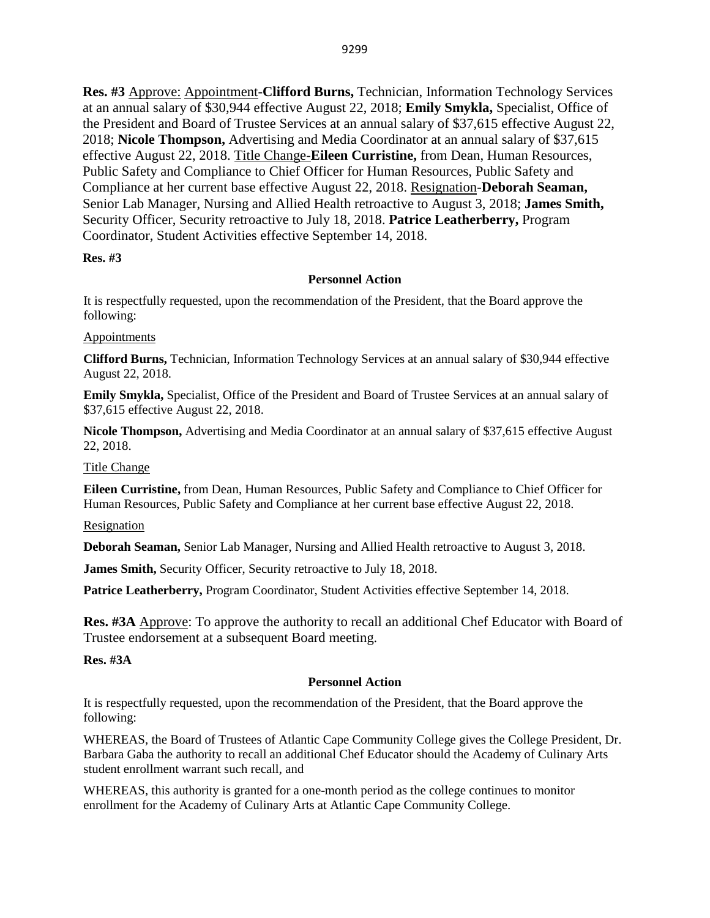**Res. #3** Approve: Appointment-**Clifford Burns,** Technician, Information Technology Services at an annual salary of $30,944 effective August 22, 2018; **Emily Smykla,** Specialist, Office of the President and Board of Trustee Services at an annual salary of $37,615 effective August 22, 2018; **Nicole Thompson,** Advertising and Media Coordinator at an annual salary of $37,615 effective August 22, 2018. Title Change-**Eileen Curristine,** from Dean, Human Resources, Public Safety and Compliance to Chief Officer for Human Resources, Public Safety and Compliance at her current base effective August 22, 2018. Resignation-**Deborah Seaman,** Senior Lab Manager, Nursing and Allied Health retroactive to August 3, 2018; **James Smith,** Security Officer, Security retroactive to July 18, 2018. **Patrice Leatherberry,** Program Coordinator, Student Activities effective September 14, 2018.

**Res. #3**

**Personnel Action**

It is respectfully requested, upon the recommendation of the President, that the Board approve the following:

Appointments

**Clifford Burns,** Technician, Information Technology Services at an annual salary of $30,944 effective August 22, 2018.

**Emily Smykla,** Specialist, Office of the President and Board of Trustee Services at an annual salary of $37,615 effective August 22, 2018.

**Nicole Thompson,** Advertising and Media Coordinator at an annual salary of $37,615 effective August 22, 2018.

Title Change

**Eileen Curristine,** from Dean, Human Resources, Public Safety and Compliance to Chief Officer for Human Resources, Public Safety and Compliance at her current base effective August 22, 2018.

Resignation

**Deborah Seaman,** Senior Lab Manager, Nursing and Allied Health retroactive to August 3, 2018.

**James Smith,** Security Officer, Security retroactive to July 18, 2018.

**Patrice Leatherberry,** Program Coordinator, Student Activities effective September 14, 2018.

**Res. #3A** Approve: To approve the authority to recall an additional Chef Educator with Board of Trustee endorsement at a subsequent Board meeting.

**Res. #3A**

**Personnel Action**

It is respectfully requested, upon the recommendation of the President, that the Board approve the following:

WHEREAS, the Board of Trustees of Atlantic Cape Community College gives the College President, Dr. Barbara Gaba the authority to recall an additional Chef Educator should the Academy of Culinary Arts student enrollment warrant such recall, and

WHEREAS, this authority is granted for a one-month period as the college continues to monitor enrollment for the Academy of Culinary Arts at Atlantic Cape Community College.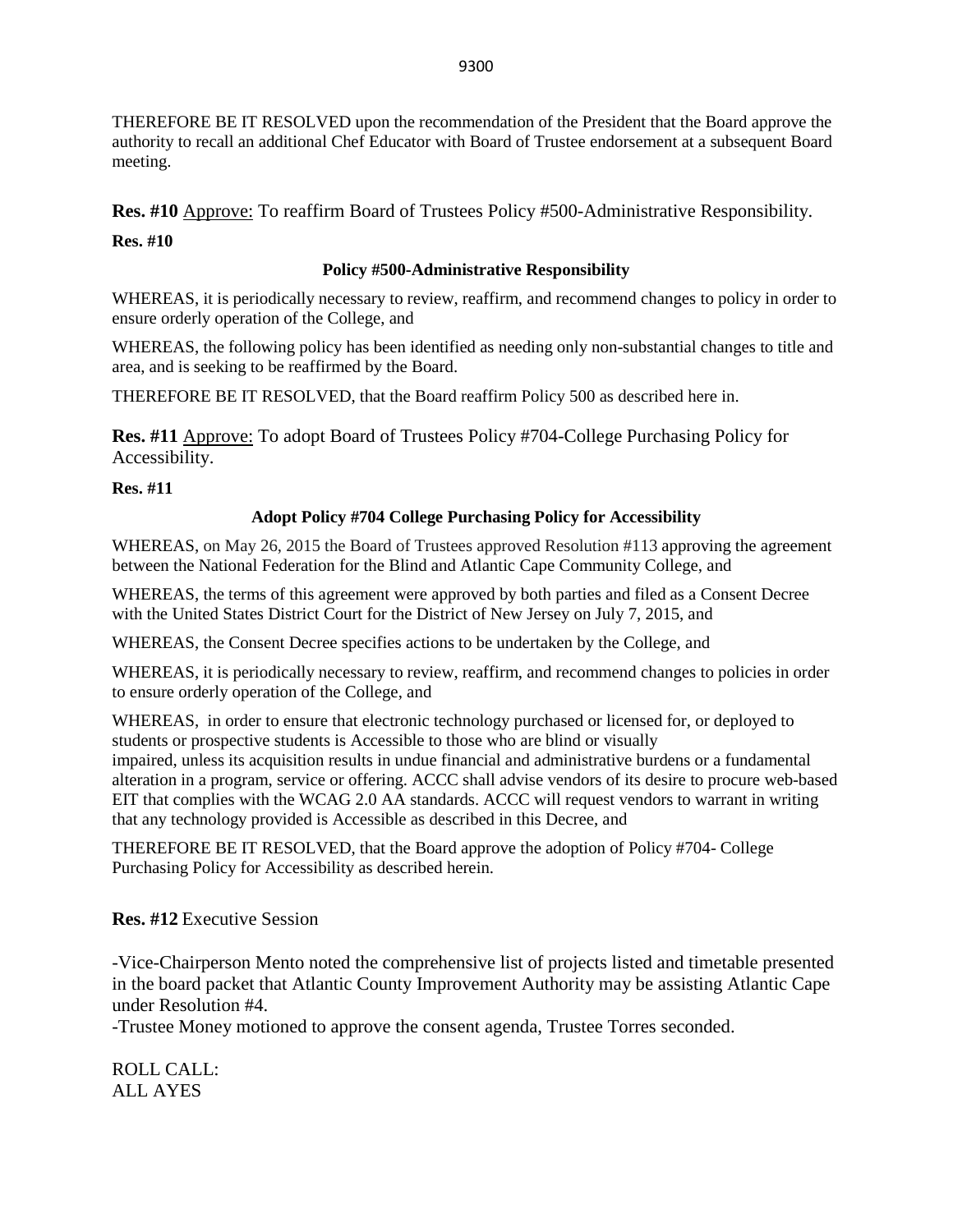THEREFORE BE IT RESOLVED upon the recommendation of the President that the Board approve the authority to recall an additional Chef Educator with Board of Trustee endorsement at a subsequent Board meeting.

**Res. #10** Approve: To reaffirm Board of Trustees Policy #500-Administrative Responsibility.

**Res. #10**

**Policy #500-Administrative Responsibility**

WHEREAS, it is periodically necessary to review, reaffirm, and recommend changes to policy in order to ensure orderly operation of the College, and

WHEREAS, the following policy has been identified as needing only non-substantial changes to title and area, and is seeking to be reaffirmed by the Board.

THEREFORE BE IT RESOLVED, that the Board reaffirm Policy 500 as described here in.

**Res. #11** Approve: To adopt Board of Trustees Policy #704-College Purchasing Policy for Accessibility.

**Res. #11**

**Adopt Policy #704 College Purchasing Policy for Accessibility**

WHEREAS, on May 26, 2015 the Board of Trustees approved Resolution #113 approving the agreement between the National Federation for the Blind and Atlantic Cape Community College, and

WHEREAS, the terms of this agreement were approved by both parties and filed as a Consent Decree with the United States District Court for the District of New Jersey on July 7, 2015, and

WHEREAS, the Consent Decree specifies actions to be undertaken by the College, and

WHEREAS, it is periodically necessary to review, reaffirm, and recommend changes to policies in order to ensure orderly operation of the College, and

WHEREAS, in order to ensure that electronic technology purchased or licensed for, or deployed to students or prospective students is Accessible to those who are blind or visually impaired, unless its acquisition results in undue financial and administrative burdens or a fundamental alteration in a program, service or offering. ACCC shall advise vendors of its desire to procure web-based EIT that complies with the WCAG 2.0 AA standards. ACCC will request vendors to warrant in writing that any technology provided is Accessible as described in this Decree, and

THEREFORE BE IT RESOLVED, that the Board approve the adoption of Policy #704- College Purchasing Policy for Accessibility as described herein.

**Res. #12** Executive Session

-Vice-Chairperson Mento noted the comprehensive list of projects listed and timetable presented in the board packet that Atlantic County Improvement Authority may be assisting Atlantic Cape under Resolution #4.
-Trustee Money motioned to approve the consent agenda, Trustee Torres seconded.

ROLL CALL:
ALL AYES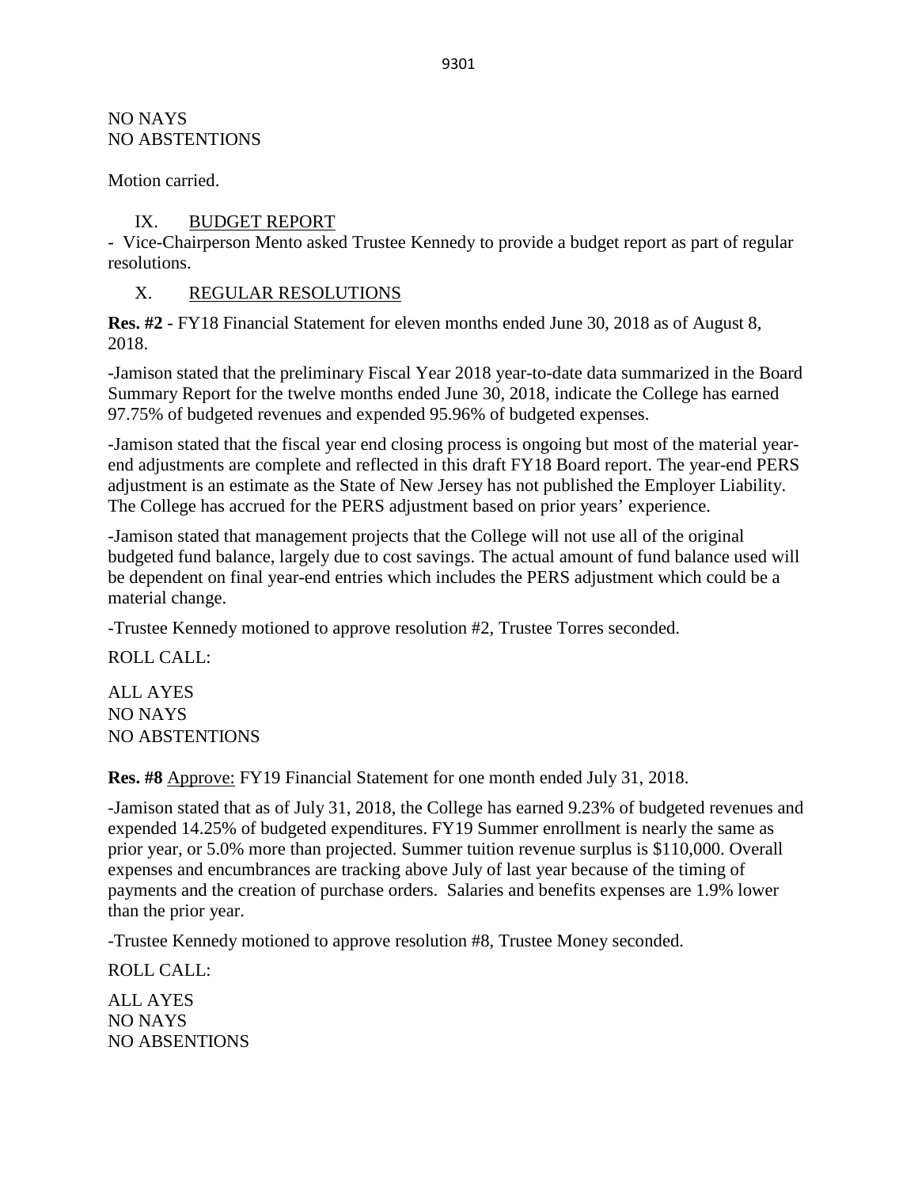NO NAYS
NO ABSTENTIONS

Motion carried.

## IX. BUDGET REPORT

- Vice-Chairperson Mento asked Trustee Kennedy to provide a budget report as part of regular resolutions.

## X. REGULAR RESOLUTIONS

**Res. #2** - FY18 Financial Statement for eleven months ended June 30, 2018 as of August 8, 2018.

-Jamison stated that the preliminary Fiscal Year 2018 year-to-date data summarized in the Board Summary Report for the twelve months ended June 30, 2018, indicate the College has earned 97.75% of budgeted revenues and expended 95.96% of budgeted expenses.

-Jamison stated that the fiscal year end closing process is ongoing but most of the material year-end adjustments are complete and reflected in this draft FY18 Board report. The year-end PERS adjustment is an estimate as the State of New Jersey has not published the Employer Liability. The College has accrued for the PERS adjustment based on prior years' experience.

-Jamison stated that management projects that the College will not use all of the original budgeted fund balance, largely due to cost savings. The actual amount of fund balance used will be dependent on final year-end entries which includes the PERS adjustment which could be a material change.

-Trustee Kennedy motioned to approve resolution #2, Trustee Torres seconded.

ROLL CALL:

ALL AYES
NO NAYS
NO ABSTENTIONS

**Res. #8** Approve: FY19 Financial Statement for one month ended July 31, 2018.

-Jamison stated that as of July 31, 2018, the College has earned 9.23% of budgeted revenues and expended 14.25% of budgeted expenditures. FY19 Summer enrollment is nearly the same as prior year, or 5.0% more than projected. Summer tuition revenue surplus is $110,000. Overall expenses and encumbrances are tracking above July of last year because of the timing of payments and the creation of purchase orders. Salaries and benefits expenses are 1.9% lower than the prior year.

-Trustee Kennedy motioned to approve resolution #8, Trustee Money seconded.

ROLL CALL:

ALL AYES
NO NAYS
NO ABSENTIONS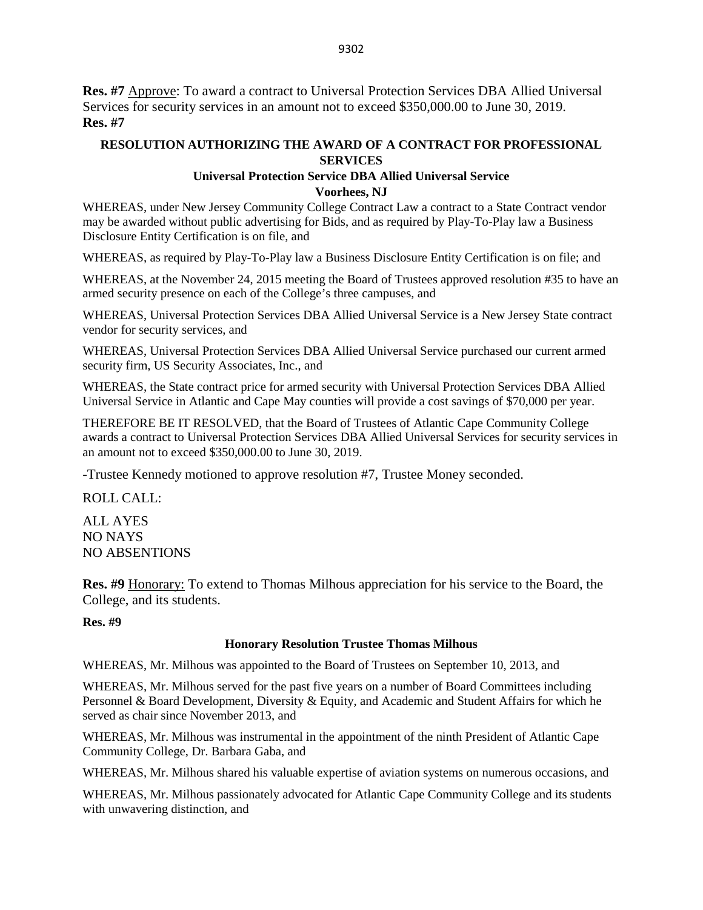**Res. #7** Approve: To award a contract to Universal Protection Services DBA Allied Universal Services for security services in an amount not to exceed $350,000.00 to June 30, 2019.
**Res. #7**

**RESOLUTION AUTHORIZING THE AWARD OF A CONTRACT FOR PROFESSIONAL SERVICES**
**Universal Protection Service DBA Allied Universal Service**
**Voorhees, NJ**

WHEREAS, under New Jersey Community College Contract Law a contract to a State Contract vendor may be awarded without public advertising for Bids, and as required by Play-To-Play law a Business Disclosure Entity Certification is on file, and

WHEREAS, as required by Play-To-Play law a Business Disclosure Entity Certification is on file; and

WHEREAS, at the November 24, 2015 meeting the Board of Trustees approved resolution #35 to have an armed security presence on each of the College's three campuses, and

WHEREAS, Universal Protection Services DBA Allied Universal Service is a New Jersey State contract vendor for security services, and

WHEREAS, Universal Protection Services DBA Allied Universal Service purchased our current armed security firm, US Security Associates, Inc., and

WHEREAS, the State contract price for armed security with Universal Protection Services DBA Allied Universal Service in Atlantic and Cape May counties will provide a cost savings of $70,000 per year.

THEREFORE BE IT RESOLVED, that the Board of Trustees of Atlantic Cape Community College awards a contract to Universal Protection Services DBA Allied Universal Services for security services in an amount not to exceed $350,000.00 to June 30, 2019.

-Trustee Kennedy motioned to approve resolution #7, Trustee Money seconded.

ROLL CALL:

ALL AYES
NO NAYS
NO ABSENTIONS

**Res. #9** Honorary: To extend to Thomas Milhous appreciation for his service to the Board, the College, and its students.

**Res. #9**

**Honorary Resolution Trustee Thomas Milhous**

WHEREAS, Mr. Milhous was appointed to the Board of Trustees on September 10, 2013, and

WHEREAS, Mr. Milhous served for the past five years on a number of Board Committees including Personnel & Board Development, Diversity & Equity, and Academic and Student Affairs for which he served as chair since November 2013, and

WHEREAS, Mr. Milhous was instrumental in the appointment of the ninth President of Atlantic Cape Community College, Dr. Barbara Gaba, and

WHEREAS, Mr. Milhous shared his valuable expertise of aviation systems on numerous occasions, and

WHEREAS, Mr. Milhous passionately advocated for Atlantic Cape Community College and its students with unwavering distinction, and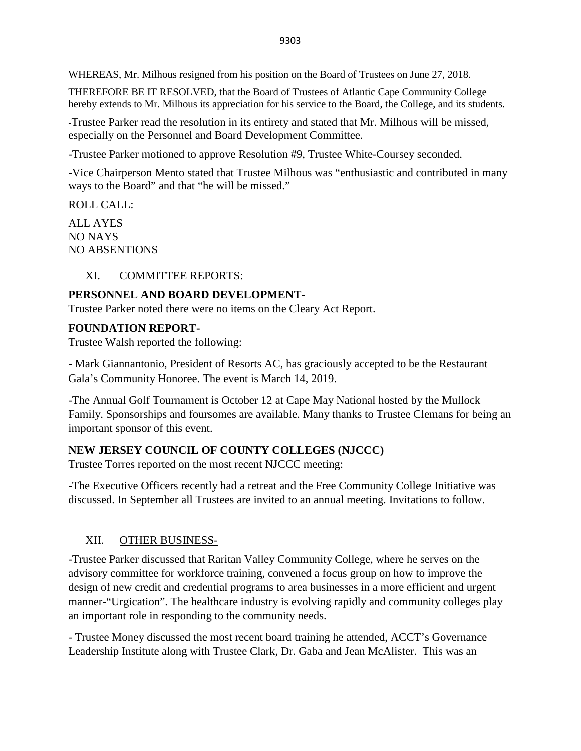WHEREAS, Mr. Milhous resigned from his position on the Board of Trustees on June 27, 2018.

THEREFORE BE IT RESOLVED, that the Board of Trustees of Atlantic Cape Community College hereby extends to Mr. Milhous its appreciation for his service to the Board, the College, and its students.

-Trustee Parker read the resolution in its entirety and stated that Mr. Milhous will be missed, especially on the Personnel and Board Development Committee.

-Trustee Parker motioned to approve Resolution #9, Trustee White-Coursey seconded.

-Vice Chairperson Mento stated that Trustee Milhous was "enthusiastic and contributed in many ways to the Board" and that "he will be missed."

ROLL CALL:

ALL AYES
NO NAYS
NO ABSENTIONS

## XI. COMMITTEE REPORTS:

**PERSONNEL AND BOARD DEVELOPMENT-**
Trustee Parker noted there were no items on the Cleary Act Report.

**FOUNDATION REPORT-**
Trustee Walsh reported the following:

- Mark Giannantonio, President of Resorts AC, has graciously accepted to be the Restaurant Gala's Community Honoree. The event is March 14, 2019.

-The Annual Golf Tournament is October 12 at Cape May National hosted by the Mullock Family. Sponsorships and foursomes are available. Many thanks to Trustee Clemans for being an important sponsor of this event.

**NEW JERSEY COUNCIL OF COUNTY COLLEGES (NJCCC)**
Trustee Torres reported on the most recent NJCCC meeting:

-The Executive Officers recently had a retreat and the Free Community College Initiative was discussed. In September all Trustees are invited to an annual meeting. Invitations to follow.

## XII. OTHER BUSINESS-

-Trustee Parker discussed that Raritan Valley Community College, where he serves on the advisory committee for workforce training, convened a focus group on how to improve the design of new credit and credential programs to area businesses in a more efficient and urgent manner-"Urgication". The healthcare industry is evolving rapidly and community colleges play an important role in responding to the community needs.

- Trustee Money discussed the most recent board training he attended, ACCT's Governance Leadership Institute along with Trustee Clark, Dr. Gaba and Jean McAlister. This was an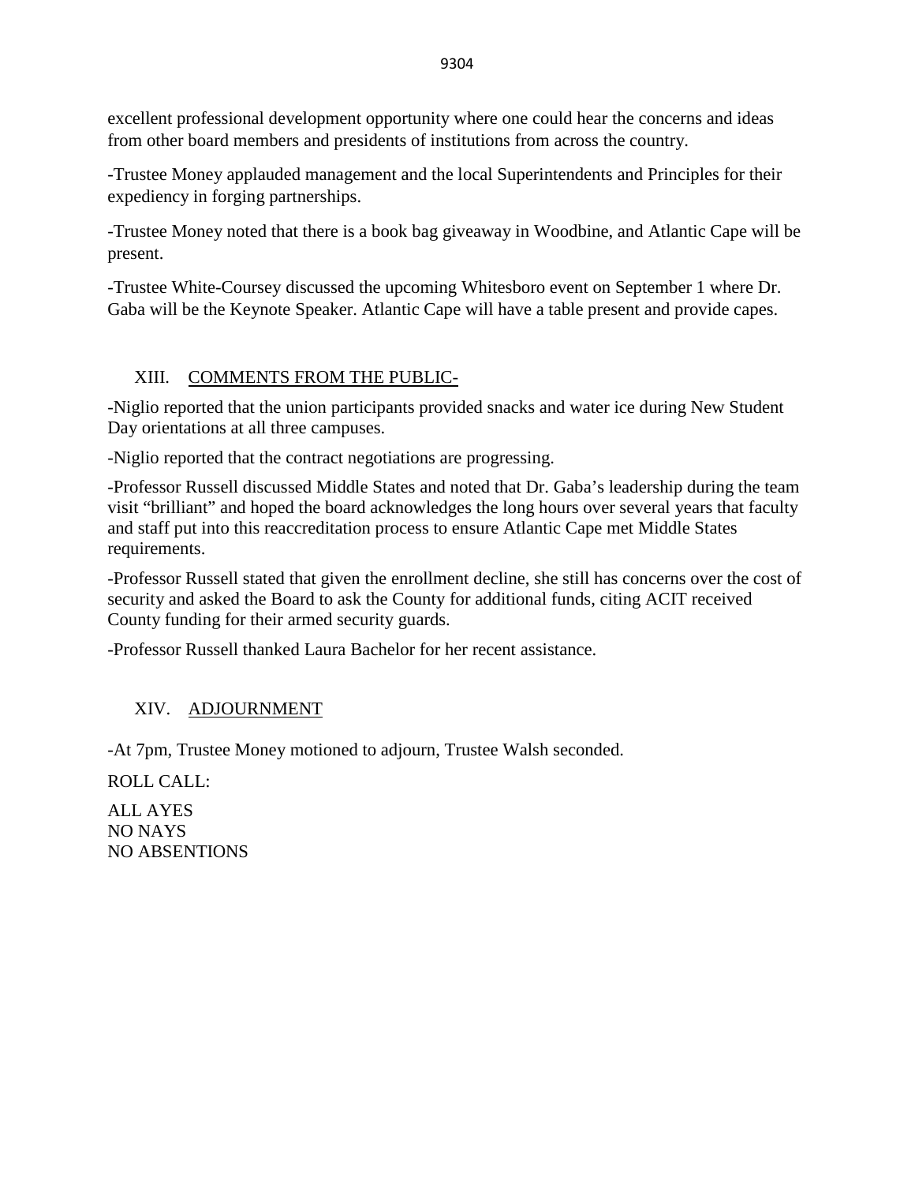excellent professional development opportunity where one could hear the concerns and ideas from other board members and presidents of institutions from across the country.

-Trustee Money applauded management and the local Superintendents and Principles for their expediency in forging partnerships.

-Trustee Money noted that there is a book bag giveaway in Woodbine, and Atlantic Cape will be present.

-Trustee White-Coursey discussed the upcoming Whitesboro event on September 1 where Dr. Gaba will be the Keynote Speaker. Atlantic Cape will have a table present and provide capes.

## XIII. COMMENTS FROM THE PUBLIC-

-Niglio reported that the union participants provided snacks and water ice during New Student Day orientations at all three campuses.

-Niglio reported that the contract negotiations are progressing.

-Professor Russell discussed Middle States and noted that Dr. Gaba's leadership during the team visit "brilliant" and hoped the board acknowledges the long hours over several years that faculty and staff put into this reaccreditation process to ensure Atlantic Cape met Middle States requirements.

-Professor Russell stated that given the enrollment decline, she still has concerns over the cost of security and asked the Board to ask the County for additional funds, citing ACIT received County funding for their armed security guards.

-Professor Russell thanked Laura Bachelor for her recent assistance.

## XIV. ADJOURNMENT

-At 7pm, Trustee Money motioned to adjourn, Trustee Walsh seconded.

ROLL CALL:

ALL AYES
NO NAYS
NO ABSENTIONS